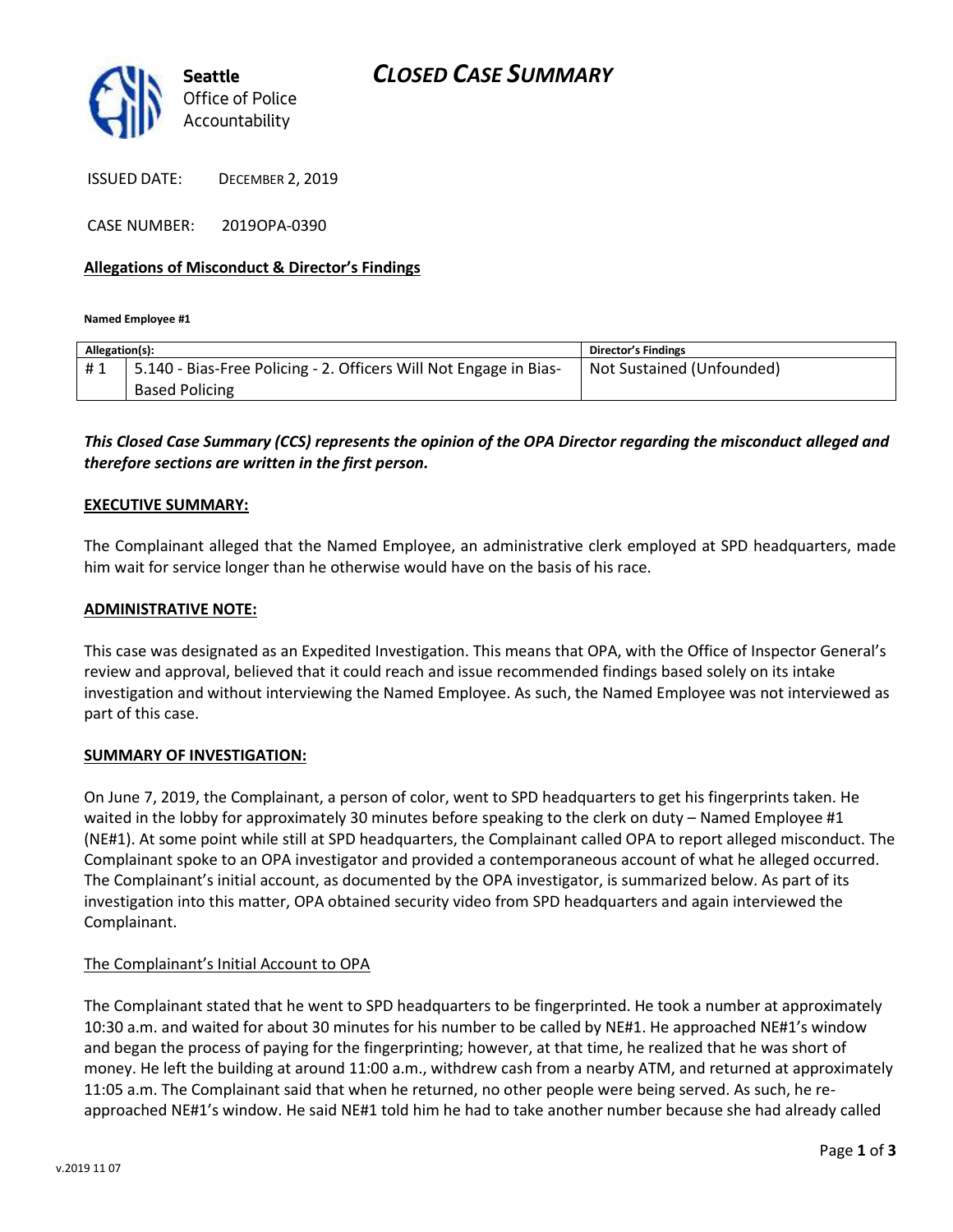# CLOSED CASE SUMMARY

Seattle Office of Police Accountability

ISSUED DATE: DECEMBER 2, 2019

CASE NUMBER: 2019OPA-0390

**Allegations of Misconduct & Director's Findings**

**Named Employee #1**

| Allegation(s): | | Director's Findings |
|---|---|---|
| # 1 | 5.140 - Bias-Free Policing - 2. Officers Will Not Engage in Bias-Based Policing | Not Sustained (Unfounded) |

***This Closed Case Summary (CCS) represents the opinion of the OPA Director regarding the misconduct alleged and therefore sections are written in the first person.***

**EXECUTIVE SUMMARY:**

The Complainant alleged that the Named Employee, an administrative clerk employed at SPD headquarters, made him wait for service longer than he otherwise would have on the basis of his race.

**ADMINISTRATIVE NOTE:**

This case was designated as an Expedited Investigation. This means that OPA, with the Office of Inspector General's review and approval, believed that it could reach and issue recommended findings based solely on its intake investigation and without interviewing the Named Employee. As such, the Named Employee was not interviewed as part of this case.

**SUMMARY OF INVESTIGATION:**

On June 7, 2019, the Complainant, a person of color, went to SPD headquarters to get his fingerprints taken. He waited in the lobby for approximately 30 minutes before speaking to the clerk on duty – Named Employee #1 (NE#1). At some point while still at SPD headquarters, the Complainant called OPA to report alleged misconduct. The Complainant spoke to an OPA investigator and provided a contemporaneous account of what he alleged occurred. The Complainant's initial account, as documented by the OPA investigator, is summarized below. As part of its investigation into this matter, OPA obtained security video from SPD headquarters and again interviewed the Complainant.

The Complainant's Initial Account to OPA

The Complainant stated that he went to SPD headquarters to be fingerprinted. He took a number at approximately 10:30 a.m. and waited for about 30 minutes for his number to be called by NE#1. He approached NE#1's window and began the process of paying for the fingerprinting; however, at that time, he realized that he was short of money. He left the building at around 11:00 a.m., withdrew cash from a nearby ATM, and returned at approximately 11:05 a.m. The Complainant said that when he returned, no other people were being served. As such, he re-approached NE#1's window. He said NE#1 told him he had to take another number because she had already called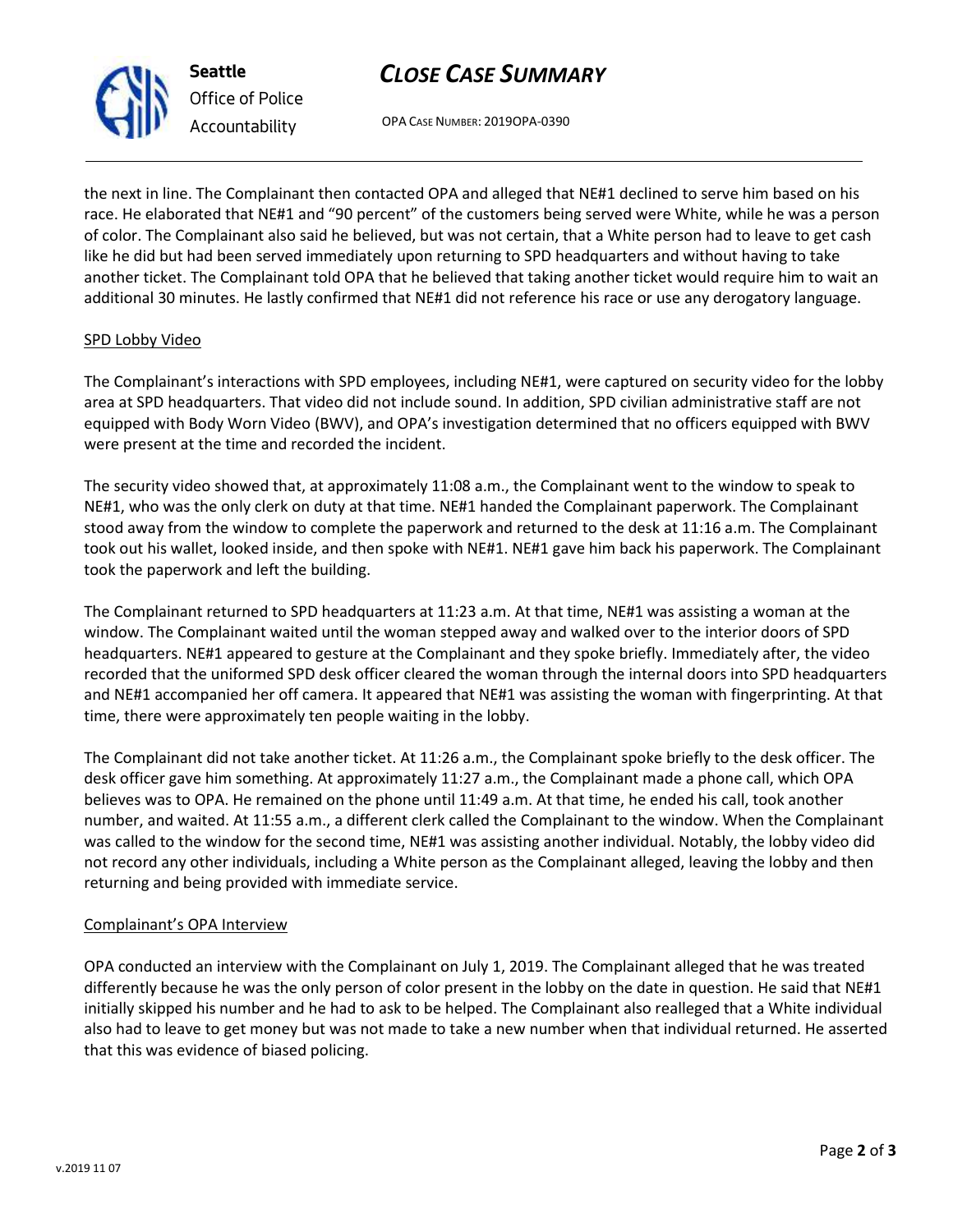the next in line. The Complainant then contacted OPA and alleged that NE#1 declined to serve him based on his race. He elaborated that NE#1 and "90 percent" of the customers being served were White, while he was a person of color. The Complainant also said he believed, but was not certain, that a White person had to leave to get cash like he did but had been served immediately upon returning to SPD headquarters and without having to take another ticket. The Complainant told OPA that he believed that taking another ticket would require him to wait an additional 30 minutes. He lastly confirmed that NE#1 did not reference his race or use any derogatory language.

<u>SPD Lobby Video</u>

The Complainant's interactions with SPD employees, including NE#1, were captured on security video for the lobby area at SPD headquarters. That video did not include sound. In addition, SPD civilian administrative staff are not equipped with Body Worn Video (BWV), and OPA's investigation determined that no officers equipped with BWV were present at the time and recorded the incident.

The security video showed that, at approximately 11:08 a.m., the Complainant went to the window to speak to NE#1, who was the only clerk on duty at that time. NE#1 handed the Complainant paperwork. The Complainant stood away from the window to complete the paperwork and returned to the desk at 11:16 a.m. The Complainant took out his wallet, looked inside, and then spoke with NE#1. NE#1 gave him back his paperwork. The Complainant took the paperwork and left the building.

The Complainant returned to SPD headquarters at 11:23 a.m. At that time, NE#1 was assisting a woman at the window. The Complainant waited until the woman stepped away and walked over to the interior doors of SPD headquarters. NE#1 appeared to gesture at the Complainant and they spoke briefly. Immediately after, the video recorded that the uniformed SPD desk officer cleared the woman through the internal doors into SPD headquarters and NE#1 accompanied her off camera. It appeared that NE#1 was assisting the woman with fingerprinting. At that time, there were approximately ten people waiting in the lobby.

The Complainant did not take another ticket. At 11:26 a.m., the Complainant spoke briefly to the desk officer. The desk officer gave him something. At approximately 11:27 a.m., the Complainant made a phone call, which OPA believes was to OPA. He remained on the phone until 11:49 a.m. At that time, he ended his call, took another number, and waited. At 11:55 a.m., a different clerk called the Complainant to the window. When the Complainant was called to the window for the second time, NE#1 was assisting another individual. Notably, the lobby video did not record any other individuals, including a White person as the Complainant alleged, leaving the lobby and then returning and being provided with immediate service.

<u>Complainant's OPA Interview</u>

OPA conducted an interview with the Complainant on July 1, 2019. The Complainant alleged that he was treated differently because he was the only person of color present in the lobby on the date in question. He said that NE#1 initially skipped his number and he had to ask to be helped. The Complainant also realleged that a White individual also had to leave to get money but was not made to take a new number when that individual returned. He asserted that this was evidence of biased policing.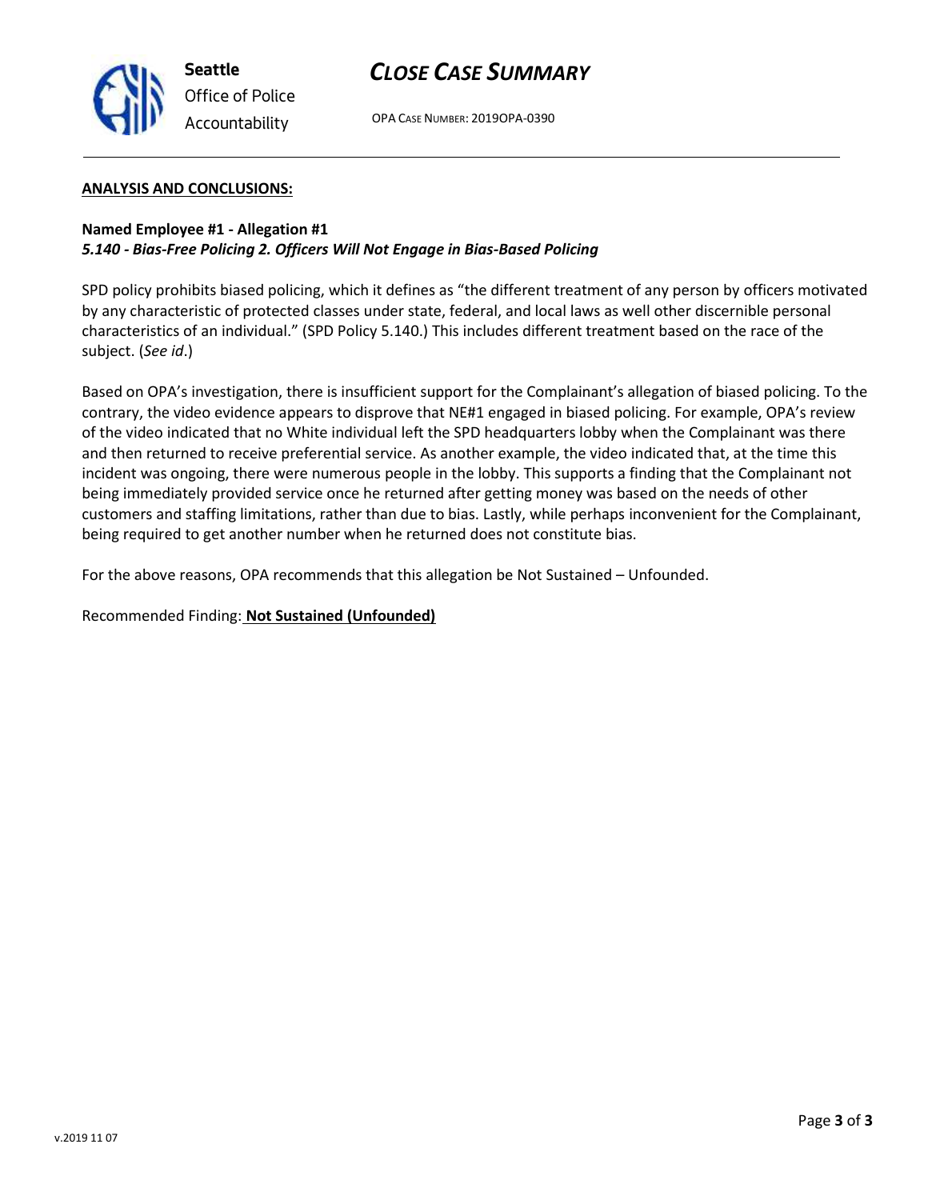**ANALYSIS AND CONCLUSIONS:**

**Named Employee #1 - Allegation #1**
***5.140 - Bias-Free Policing 2. Officers Will Not Engage in Bias-Based Policing***

SPD policy prohibits biased policing, which it defines as "the different treatment of any person by officers motivated by any characteristic of protected classes under state, federal, and local laws as well other discernible personal characteristics of an individual." (SPD Policy 5.140.) This includes different treatment based on the race of the subject. (*See id*.)

Based on OPA's investigation, there is insufficient support for the Complainant's allegation of biased policing. To the contrary, the video evidence appears to disprove that NE#1 engaged in biased policing. For example, OPA's review of the video indicated that no White individual left the SPD headquarters lobby when the Complainant was there and then returned to receive preferential service. As another example, the video indicated that, at the time this incident was ongoing, there were numerous people in the lobby. This supports a finding that the Complainant not being immediately provided service once he returned after getting money was based on the needs of other customers and staffing limitations, rather than due to bias. Lastly, while perhaps inconvenient for the Complainant, being required to get another number when he returned does not constitute bias.

For the above reasons, OPA recommends that this allegation be Not Sustained – Unfounded.

Recommended Finding: **Not Sustained (Unfounded)**